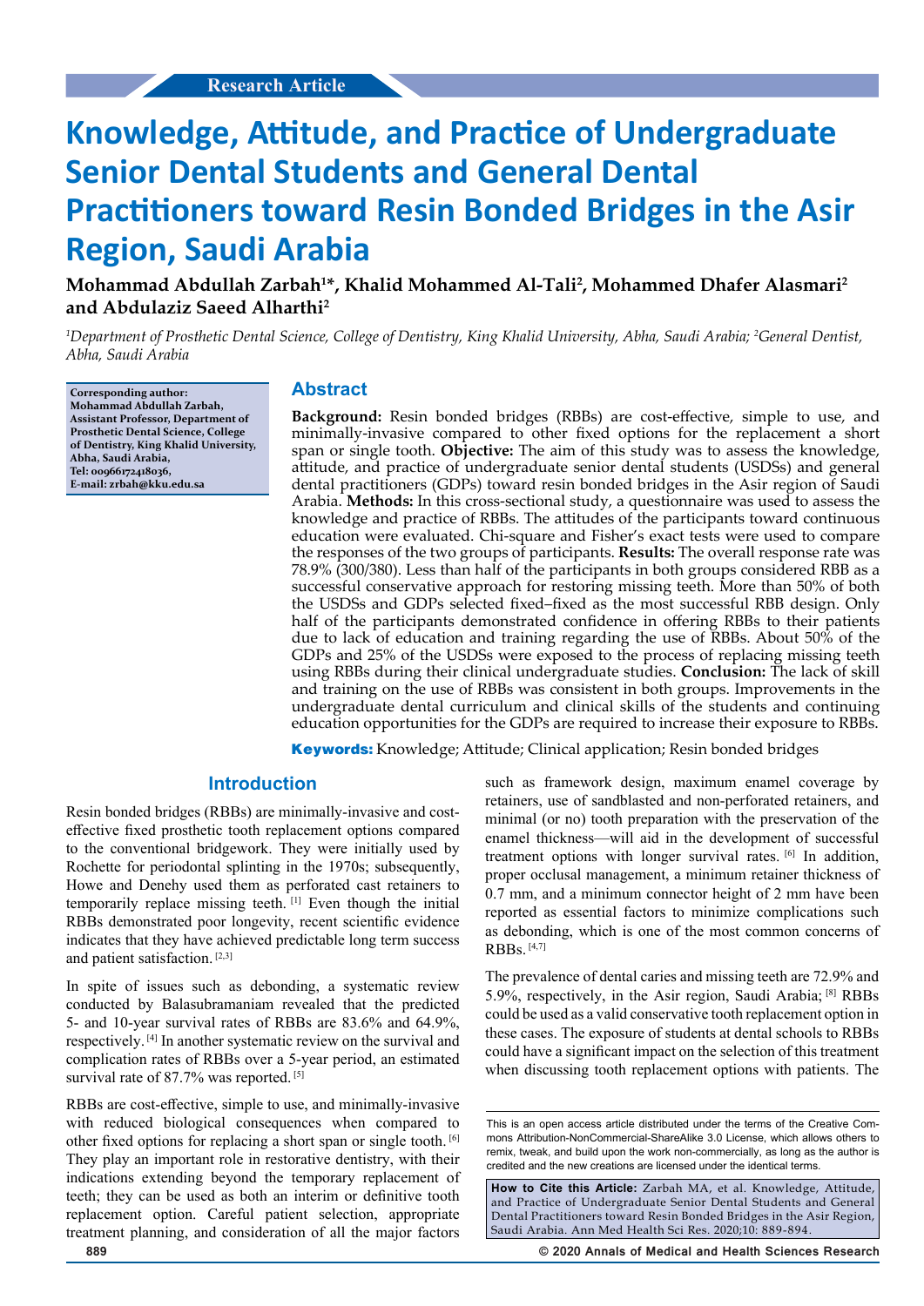Research Article

# Knowledge, Attitude, and Practice of Undergraduate Senior Dental Students and General Dental Practitioners toward Resin Bonded Bridges in the Asir Region, Saudi Arabia

**Mohammad Abdullah Zarbah[1]*, Khalid Mohammed Al-Tali[2], Mohammed Dhafer Alasmari[2] and Abdulaziz Saeed Alharthi[2]**

*[1]Department of Prosthetic Dental Science, College of Dentistry, King Khalid University, Abha, Saudi Arabia; [2]General Dentist, Abha, Saudi Arabia*

**Corresponding author: Mohammad Abdullah Zarbah, Assistant Professor, Department of Prosthetic Dental Science, College of Dentistry, King Khalid University, Abha, Saudi Arabia, Tel: 00966172418036, E-mail: zrbah@kku.edu.sa**

## Abstract

**Background:** Resin bonded bridges (RBBs) are cost-effective, simple to use, and minimally-invasive compared to other fixed options for the replacement a short span or single tooth. **Objective:** The aim of this study was to assess the knowledge, attitude, and practice of undergraduate senior dental students (USDSs) and general dental practitioners (GDPs) toward resin bonded bridges in the Asir region of Saudi Arabia. **Methods:** In this cross-sectional study, a questionnaire was used to assess the knowledge and practice of RBBs. The attitudes of the participants toward continuous education were evaluated. Chi-square and Fisher's exact tests were used to compare the responses of the two groups of participants. **Results:** The overall response rate was 78.9% (300/380). Less than half of the participants in both groups considered RBB as a successful conservative approach for restoring missing teeth. More than 50% of both the USDSs and GDPs selected fixed–fixed as the most successful RBB design. Only half of the participants demonstrated confidence in offering RBBs to their patients due to lack of education and training regarding the use of RBBs. About 50% of the GDPs and 25% of the USDSs were exposed to the process of replacing missing teeth using RBBs during their clinical undergraduate studies. **Conclusion:** The lack of skill and training on the use of RBBs was consistent in both groups. Improvements in the undergraduate dental curriculum and clinical skills of the students and continuing education opportunities for the GDPs are required to increase their exposure to RBBs.

**Keywords:** Knowledge; Attitude; Clinical application; Resin bonded bridges

## Introduction

Resin bonded bridges (RBBs) are minimally-invasive and cost-effective fixed prosthetic tooth replacement options compared to the conventional bridgework. They were initially used by Rochette for periodontal splinting in the 1970s; subsequently, Howe and Denehy used them as perforated cast retainers to temporarily replace missing teeth. [1] Even though the initial RBBs demonstrated poor longevity, recent scientific evidence indicates that they have achieved predictable long term success and patient satisfaction. [2,3]

In spite of issues such as debonding, a systematic review conducted by Balasubramaniam revealed that the predicted 5- and 10-year survival rates of RBBs are 83.6% and 64.9%, respectively. [4] In another systematic review on the survival and complication rates of RBBs over a 5-year period, an estimated survival rate of 87.7% was reported. [5]

RBBs are cost-effective, simple to use, and minimally-invasive with reduced biological consequences when compared to other fixed options for replacing a short span or single tooth. [6] They play an important role in restorative dentistry, with their indications extending beyond the temporary replacement of teeth; they can be used as both an interim or definitive tooth replacement option. Careful patient selection, appropriate treatment planning, and consideration of all the major factors such as framework design, maximum enamel coverage by retainers, use of sandblasted and non-perforated retainers, and minimal (or no) tooth preparation with the preservation of the enamel thickness—will aid in the development of successful treatment options with longer survival rates. [6] In addition, proper occlusal management, a minimum retainer thickness of 0.7 mm, and a minimum connector height of 2 mm have been reported as essential factors to minimize complications such as debonding, which is one of the most common concerns of RBBs. [4,7]

The prevalence of dental caries and missing teeth are 72.9% and 5.9%, respectively, in the Asir region, Saudi Arabia; [8] RBBs could be used as a valid conservative tooth replacement option in these cases. The exposure of students at dental schools to RBBs could have a significant impact on the selection of this treatment when discussing tooth replacement options with patients. The

This is an open access article distributed under the terms of the Creative Commons Attribution-NonCommercial-ShareAlike 3.0 License, which allows others to remix, tweak, and build upon the work non-commercially, as long as the author is credited and the new creations are licensed under the identical terms.

**How to Cite this Article:** Zarbah MA, et al. Knowledge, Attitude, and Practice of Undergraduate Senior Dental Students and General Dental Practitioners toward Resin Bonded Bridges in the Asir Region, Saudi Arabia. Ann Med Health Sci Res. 2020;10: 889-894.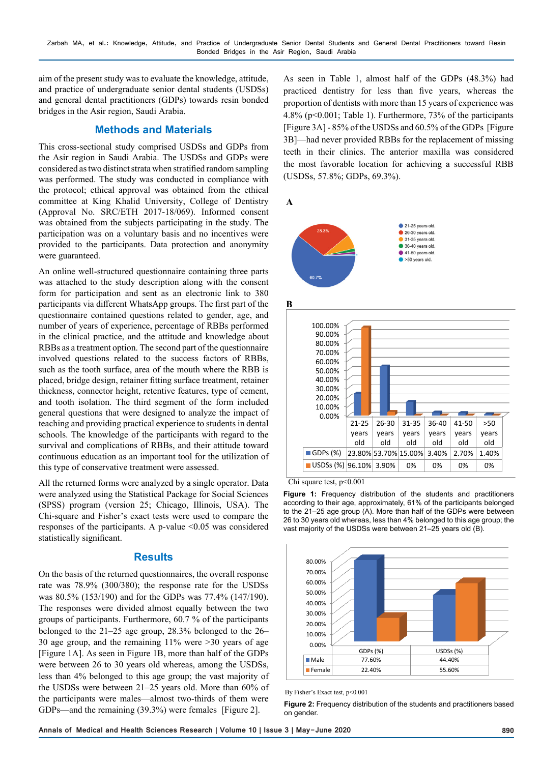aim of the present study was to evaluate the knowledge, attitude, and practice of undergraduate senior dental students (USDSs) and general dental practitioners (GDPs) towards resin bonded bridges in the Asir region, Saudi Arabia.

## Methods and Materials

This cross-sectional study comprised USDSs and GDPs from the Asir region in Saudi Arabia. The USDSs and GDPs were considered as two distinct strata when stratified random sampling was performed. The study was conducted in compliance with the protocol; ethical approval was obtained from the ethical committee at King Khalid University, College of Dentistry (Approval No. SRC/ETH 2017-18/069). Informed consent was obtained from the subjects participating in the study. The participation was on a voluntary basis and no incentives were provided to the participants. Data protection and anonymity were guaranteed.

An online well-structured questionnaire containing three parts was attached to the study description along with the consent form for participation and sent as an electronic link to 380 participants via different WhatsApp groups. The first part of the questionnaire contained questions related to gender, age, and number of years of experience, percentage of RBBs performed in the clinical practice, and the attitude and knowledge about RBBs as a treatment option. The second part of the questionnaire involved questions related to the success factors of RBBs, such as the tooth surface, area of the mouth where the RBB is placed, bridge design, retainer fitting surface treatment, retainer thickness, connector height, retentive features, type of cement, and tooth isolation. The third segment of the form included general questions that were designed to analyze the impact of teaching and providing practical experience to students in dental schools. The knowledge of the participants with regard to the survival and complications of RBBs, and their attitude toward continuous education as an important tool for the utilization of this type of conservative treatment were assessed.

All the returned forms were analyzed by a single operator. Data were analyzed using the Statistical Package for Social Sciences (SPSS) program (version 25; Chicago, Illinois, USA). The Chi-square and Fisher's exact tests were used to compare the responses of the participants. A p-value <0.05 was considered statistically significant.

## Results

On the basis of the returned questionnaires, the overall response rate was 78.9% (300/380); the response rate for the USDSs was 80.5% (153/190) and for the GDPs was 77.4% (147/190). The responses were divided almost equally between the two groups of participants. Furthermore, 60.7 % of the participants belonged to the 21–25 age group, 28.3% belonged to the 26–30 age group, and the remaining 11% were >30 years of age [Figure 1A]. As seen in Figure 1B, more than half of the GDPs were between 26 to 30 years old whereas, among the USDSs, less than 4% belonged to this age group; the vast majority of the USDSs were between 21–25 years old. More than 60% of the participants were males—almost two-thirds of them were GDPs—and the remaining (39.3%) were females [Figure 2].

As seen in Table 1, almost half of the GDPs (48.3%) had practiced dentistry for less than five years, whereas the proportion of dentists with more than 15 years of experience was 4.8% (p<0.001; Table 1). Furthermore, 73% of the participants [Figure 3A] - 85% of the USDSs and 60.5% of the GDPs [Figure 3B]—had never provided RBBs for the replacement of missing teeth in their clinics. The anterior maxilla was considered the most favorable location for achieving a successful RBB (USDSs, 57.8%; GDPs, 69.3%).

A

21-25 years old.
26-30 years old.
31-35 years old.
36-40 years old.
41-50 years old.
>50 years old.
28.3%
60.7%

B

100.00%
90.00%
80.00%
70.00%
60.00%
50.00%
40.00%
30.00%
20.00%
10.00%
0.00%

21-25 years old | 26-30 years old | 31-35 years old | 36-40 years old | 41-50 years old | >50 years old

GDPs (%) 23.80% 53.70% 15.00% 3.40% 2.70% 1.40%

USDSs (%) 96.10% 3.90% 0% 0% 0% 0%

Chi square test, p<0.001

**Figure 1:** Frequency distribution of the students and practitioners according to their age, approximately, 61% of the participants belonged to the 21–25 age group (A). More than half of the GDPs were between 26 to 30 years old whereas, less than 4% belonged to this age group; the vast majority of the USDSs were between 21–25 years old (B).

80.00%
70.00%
60.00%
50.00%
40.00%
30.00%
20.00%
10.00%
0.00%

GDPs (%) | USDSs (%)

Male 77.60% 44.40%

Female 22.40% 55.60%

By Fisher's Exact test, p<0.001

**Figure 2:** Frequency distribution of the students and practitioners based on gender.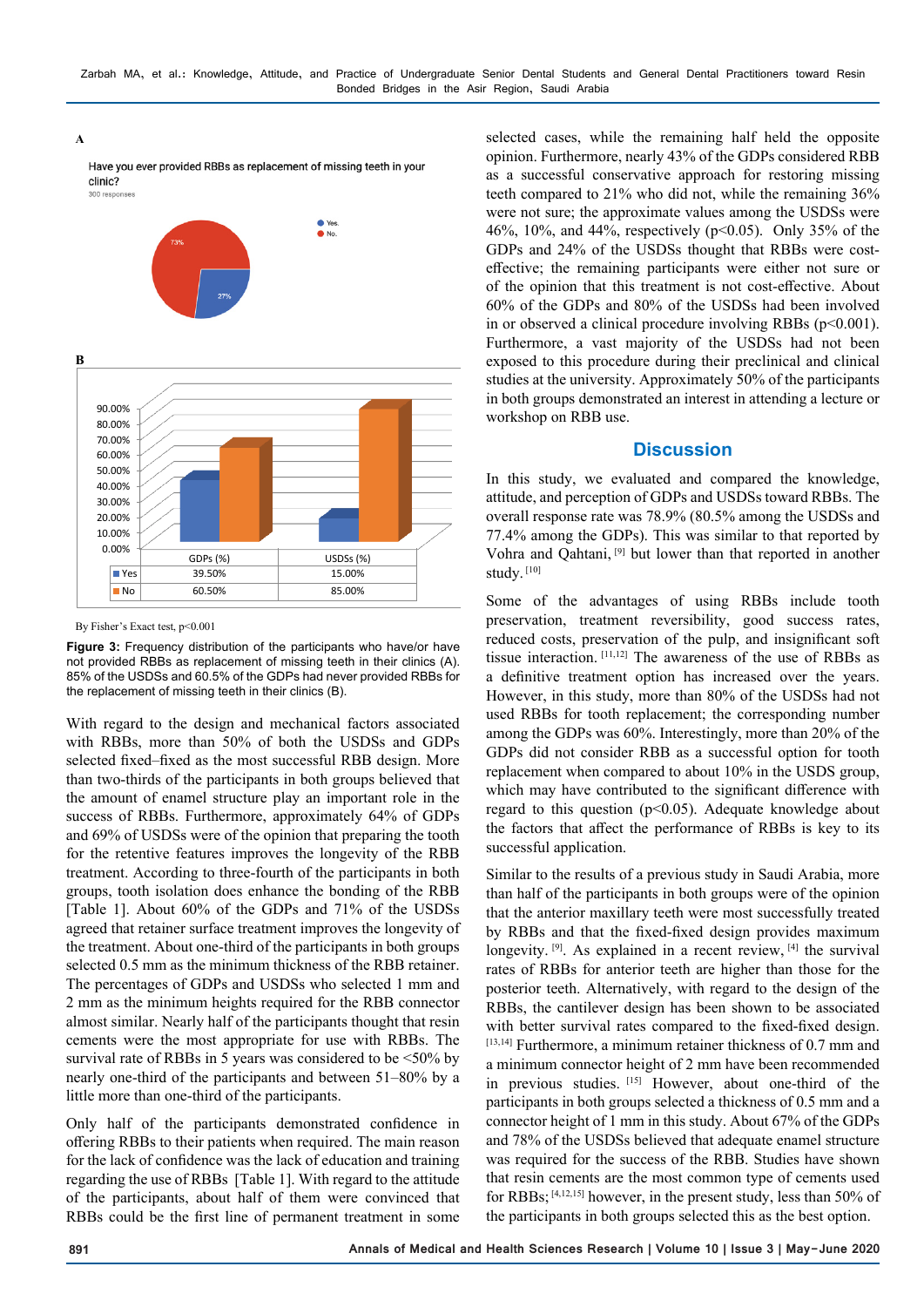A

Have you ever provided RBBs as replacement of missing teeth in your clinic?

300 responses

Yes.

No.

73%

27%

B

90.00%
80.00%
70.00%
60.00%
50.00%
40.00%
30.00%
20.00%
10.00%
0.00%

GDPs (%)
USDSs (%)

Yes 39.50% 15.00%

No 60.50% 85.00%

By Fisher's Exact test, p<0.001

**Figure 3:** Frequency distribution of the participants who have/or have not provided RBBs as replacement of missing teeth in their clinics (A). 85% of the USDSs and 60.5% of the GDPs had never provided RBBs for the replacement of missing teeth in their clinics (B).

With regard to the design and mechanical factors associated with RBBs, more than 50% of both the USDSs and GDPs selected fixed–fixed as the most successful RBB design. More than two-thirds of the participants in both groups believed that the amount of enamel structure play an important role in the success of RBBs. Furthermore, approximately 64% of GDPs and 69% of USDSs were of the opinion that preparing the tooth for the retentive features improves the longevity of the RBB treatment. According to three-fourth of the participants in both groups, tooth isolation does enhance the bonding of the RBB [Table 1]. About 60% of the GDPs and 71% of the USDSs agreed that retainer surface treatment improves the longevity of the treatment. About one-third of the participants in both groups selected 0.5 mm as the minimum thickness of the RBB retainer. The percentages of GDPs and USDSs who selected 1 mm and 2 mm as the minimum heights required for the RBB connector almost similar. Nearly half of the participants thought that resin cements were the most appropriate for use with RBBs. The survival rate of RBBs in 5 years was considered to be <50% by nearly one-third of the participants and between 51–80% by a little more than one-third of the participants.

Only half of the participants demonstrated confidence in offering RBBs to their patients when required. The main reason for the lack of confidence was the lack of education and training regarding the use of RBBs [Table 1]. With regard to the attitude of the participants, about half of them were convinced that RBBs could be the first line of permanent treatment in some selected cases, while the remaining half held the opposite opinion. Furthermore, nearly 43% of the GDPs considered RBB as a successful conservative approach for restoring missing teeth compared to 21% who did not, while the remaining 36% were not sure; the approximate values among the USDSs were 46%, 10%, and 44%, respectively (p<0.05). Only 35% of the GDPs and 24% of the USDSs thought that RBBs were cost-effective; the remaining participants were either not sure or of the opinion that this treatment is not cost-effective. About 60% of the GDPs and 80% of the USDSs had been involved in or observed a clinical procedure involving RBBs (p<0.001). Furthermore, a vast majority of the USDSs had not been exposed to this procedure during their preclinical and clinical studies at the university. Approximately 50% of the participants in both groups demonstrated an interest in attending a lecture or workshop on RBB use.

## Discussion

In this study, we evaluated and compared the knowledge, attitude, and perception of GDPs and USDSs toward RBBs. The overall response rate was 78.9% (80.5% among the USDSs and 77.4% among the GDPs). This was similar to that reported by Vohra and Qahtani, [9] but lower than that reported in another study. [10]

Some of the advantages of using RBBs include tooth preservation, treatment reversibility, good success rates, reduced costs, preservation of the pulp, and insignificant soft tissue interaction. [11,12] The awareness of the use of RBBs as a definitive treatment option has increased over the years. However, in this study, more than 80% of the USDSs had not used RBBs for tooth replacement; the corresponding number among the GDPs was 60%. Interestingly, more than 20% of the GDPs did not consider RBB as a successful option for tooth replacement when compared to about 10% in the USDS group, which may have contributed to the significant difference with regard to this question (p<0.05). Adequate knowledge about the factors that affect the performance of RBBs is key to its successful application.

Similar to the results of a previous study in Saudi Arabia, more than half of the participants in both groups were of the opinion that the anterior maxillary teeth were most successfully treated by RBBs and that the fixed-fixed design provides maximum longevity. [9]. As explained in a recent review, [4] the survival rates of RBBs for anterior teeth are higher than those for the posterior teeth. Alternatively, with regard to the design of the RBBs, the cantilever design has been shown to be associated with better survival rates compared to the fixed-fixed design. [13,14] Furthermore, a minimum retainer thickness of 0.7 mm and a minimum connector height of 2 mm have been recommended in previous studies. [15] However, about one-third of the participants in both groups selected a thickness of 0.5 mm and a connector height of 1 mm in this study. About 67% of the GDPs and 78% of the USDSs believed that adequate enamel structure was required for the success of the RBB. Studies have shown that resin cements are the most common type of cements used for RBBs; [4,12,15] however, in the present study, less than 50% of the participants in both groups selected this as the best option.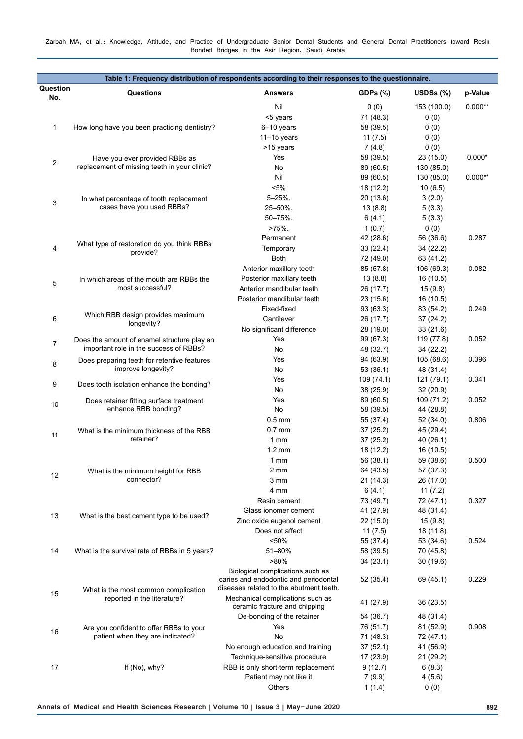**Table 1: Frequency distribution of respondents according to their responses to the questionnaire.**

| Question No. | Questions | Answers | GDPs (%) | USDSs (%) | p-Value |
|---|---|---|---|---|---|
| 1 | How long have you been practicing dentistry? | Nil | 0 (0) | 153 (100.0) | 0.000** |
| | | <5 years | 71 (48.3) | 0 (0) | |
| | | 6–10 years | 58 (39.5) | 0 (0) | |
| | | 11–15 years | 11 (7.5) | 0 (0) | |
| | | >15 years | 7 (4.8) | 0 (0) | |
| 2 | Have you ever provided RBBs as replacement of missing teeth in your clinic? | Yes | 58 (39.5) | 23 (15.0) | 0.000* |
| | | No | 89 (60.5) | 130 (85.0) | |
| 3 | In what percentage of tooth replacement cases have you used RBBs? | Nil | 89 (60.5) | 130 (85.0) | 0.000** |
| | | <5% | 18 (12.2) | 10 (6.5) | |
| | | 5–25%. | 20 (13.6) | 3 (2.0) | |
| | | 25–50%. | 13 (8.8) | 5 (3.3) | |
| | | 50–75%. | 6 (4.1) | 5 (3.3) | |
| | | >75%. | 1 (0.7) | 0 (0) | |
| 4 | What type of restoration do you think RBBs provide? | Permanent | 42 (28.6) | 56 (36.6) | 0.287 |
| | | Temporary | 33 (22.4) | 34 (22.2) | |
| | | Both | 72 (49.0) | 63 (41.2) | |
| 5 | In which areas of the mouth are RBBs the most successful? | Anterior maxillary teeth | 85 (57.8) | 106 (69.3) | 0.082 |
| | | Posterior maxillary teeth | 13 (8.8) | 16 (10.5) | |
| | | Anterior mandibular teeth | 26 (17.7) | 15 (9.8) | |
| | | Posterior mandibular teeth | 23 (15.6) | 16 (10.5) | |
| 6 | Which RBB design provides maximum longevity? | Fixed-fixed | 93 (63.3) | 83 (54.2) | 0.249 |
| | | Cantilever | 26 (17.7) | 37 (24.2) | |
| | | No significant difference | 28 (19.0) | 33 (21.6) | |
| 7 | Does the amount of enamel structure play an important role in the success of RBBs? | Yes | 99 (67.3) | 119 (77.8) | 0.052 |
| | | No | 48 (32.7) | 34 (22.2) | |
| 8 | Does preparing teeth for retentive features improve longevity? | Yes | 94 (63.9) | 105 (68.6) | 0.396 |
| | | No | 53 (36.1) | 48 (31.4) | |
| 9 | Does tooth isolation enhance the bonding? | Yes | 109 (74.1) | 121 (79.1) | 0.341 |
| | | No | 38 (25.9) | 32 (20.9) | |
| 10 | Does retainer fitting surface treatment enhance RBB bonding? | Yes | 89 (60.5) | 109 (71.2) | 0.052 |
| | | No | 58 (39.5) | 44 (28.8) | |
| 11 | What is the minimum thickness of the RBB retainer? | 0.5 mm | 55 (37.4) | 52 (34.0) | 0.806 |
| | | 0.7 mm | 37 (25.2) | 45 (29.4) | |
| | | 1 mm | 37 (25.2) | 40 (26.1) | |
| | | 1.2 mm | 18 (12.2) | 16 (10.5) | |
| 12 | What is the minimum height for RBB connector? | 1 mm | 56 (38.1) | 59 (38.6) | 0.500 |
| | | 2 mm | 64 (43.5) | 57 (37.3) | |
| | | 3 mm | 21 (14.3) | 26 (17.0) | |
| | | 4 mm | 6 (4.1) | 11 (7.2) | |
| 13 | What is the best cement type to be used? | Resin cement | 73 (49.7) | 72 (47.1) | 0.327 |
| | | Glass ionomer cement | 41 (27.9) | 48 (31.4) | |
| | | Zinc oxide eugenol cement | 22 (15.0) | 15 (9.8) | |
| | | Does not affect | 11 (7.5) | 18 (11.8) | |
| 14 | What is the survival rate of RBBs in 5 years? | <50% | 55 (37.4) | 53 (34.6) | 0.524 |
| | | 51–80% | 58 (39.5) | 70 (45.8) | |
| | | >80% | 34 (23.1) | 30 (19.6) | |
| 15 | What is the most common complication reported in the literature? | Biological complications such as caries and endodontic and periodontal diseases related to the abutment teeth. | 52 (35.4) | 69 (45.1) | 0.229 |
| | | Mechanical complications such as ceramic fracture and chipping | 41 (27.9) | 36 (23.5) | |
| | | De-bonding of the retainer | 54 (36.7) | 48 (31.4) | |
| 16 | Are you confident to offer RBBs to your patient when they are indicated? | Yes | 76 (51.7) | 81 (52.9) | 0.908 |
| | | No | 71 (48.3) | 72 (47.1) | |
| 17 | If (No), why? | No enough education and training | 37 (52.1) | 41 (56.9) | |
| | | Technique-sensitive procedure | 17 (23.9) | 21 (29.2) | |
| | | RBB is only short-term replacement | 9 (12.7) | 6 (8.3) | |
| | | Patient may not like it | 7 (9.9) | 4 (5.6) | |
| | | Others | 1 (1.4) | 0 (0) | |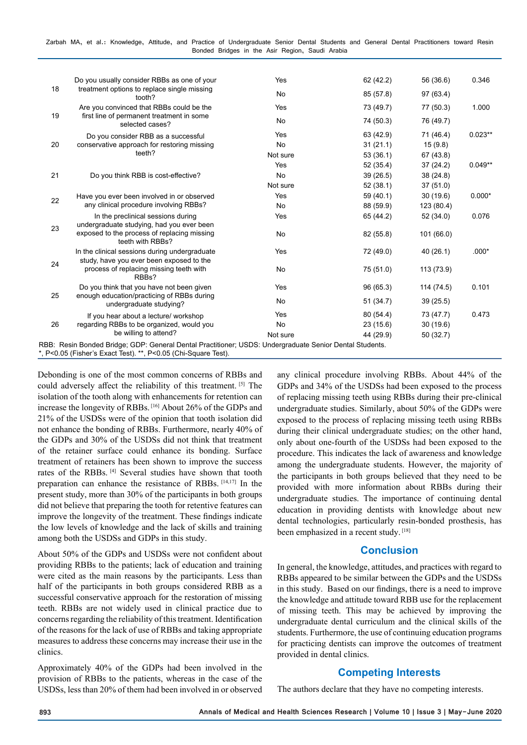| | | | | | |
|---|---|---|---|---|---|
| 18 | Do you usually consider RBBs as one of your treatment options to replace single missing tooth? | Yes | 62 (42.2) | 56 (36.6) | 0.346 |
| | | No | 85 (57.8) | 97 (63.4) | |
| 19 | Are you convinced that RBBs could be the first line of permanent treatment in some selected cases? | Yes | 73 (49.7) | 77 (50.3) | 1.000 |
| | | No | 74 (50.3) | 76 (49.7) | |
| 20 | Do you consider RBB as a successful conservative approach for restoring missing teeth? | Yes | 63 (42.9) | 71 (46.4) | 0.023** |
| | | No | 31 (21.1) | 15 (9.8) | |
| | | Not sure | 53 (36.1) | 67 (43.8) | |
| 21 | Do you think RBB is cost-effective? | Yes | 52 (35.4) | 37 (24.2) | 0.049** |
| | | No | 39 (26.5) | 38 (24.8) | |
| | | Not sure | 52 (38.1) | 37 (51.0) | |
| 22 | Have you ever been involved in or observed any clinical procedure involving RBBs? | Yes | 59 (40.1) | 30 (19.6) | 0.000* |
| | | No | 88 (59.9) | 123 (80.4) | |
| 23 | In the preclinical sessions during undergraduate studying, had you ever been exposed to the process of replacing missing teeth with RBBs? | Yes | 65 (44.2) | 52 (34.0) | 0.076 |
| | | No | 82 (55.8) | 101 (66.0) | |
| 24 | In the clinical sessions during undergraduate study, have you ever been exposed to the process of replacing missing teeth with RBBs? | Yes | 72 (49.0) | 40 (26.1) | .000* |
| | | No | 75 (51.0) | 113 (73.9) | |
| 25 | Do you think that you have not been given enough education/practicing of RBBs during undergraduate studying? | Yes | 96 (65.3) | 114 (74.5) | 0.101 |
| | | No | 51 (34.7) | 39 (25.5) | |
| 26 | If you hear about a lecture/ workshop regarding RBBs to be organized, would you be willing to attend? | Yes | 80 (54.4) | 73 (47.7) | 0.473 |
| | | No | 23 (15.6) | 30 (19.6) | |
| | | Not sure | 44 (29.9) | 50 (32.7) | |

RBB: Resin Bonded Bridge; GDP: General Dental Practitioner; USDS: Undergraduate Senior Dental Students.
*, P<0.05 (Fisher's Exact Test). **, P<0.05 (Chi-Square Test).

Debonding is one of the most common concerns of RBBs and could adversely affect the reliability of this treatment. [5] The isolation of the tooth along with enhancements for retention can increase the longevity of RBBs. [16] About 26% of the GDPs and 21% of the USDSs were of the opinion that tooth isolation did not enhance the bonding of RBBs. Furthermore, nearly 40% of the GDPs and 30% of the USDSs did not think that treatment of the retainer surface could enhance its bonding. Surface treatment of retainers has been shown to improve the success rates of the RBBs. [4] Several studies have shown that tooth preparation can enhance the resistance of RBBs. [14,17] In the present study, more than 30% of the participants in both groups did not believe that preparing the tooth for retentive features can improve the longevity of the treatment. These findings indicate the low levels of knowledge and the lack of skills and training among both the USDSs and GDPs in this study.

About 50% of the GDPs and USDSs were not confident about providing RBBs to the patients; lack of education and training were cited as the main reasons by the participants. Less than half of the participants in both groups considered RBB as a successful conservative approach for the restoration of missing teeth. RBBs are not widely used in clinical practice due to concerns regarding the reliability of this treatment. Identification of the reasons for the lack of use of RBBs and taking appropriate measures to address these concerns may increase their use in the clinics.

Approximately 40% of the GDPs had been involved in the provision of RBBs to the patients, whereas in the case of the USDSs, less than 20% of them had been involved in or observed any clinical procedure involving RBBs. About 44% of the GDPs and 34% of the USDSs had been exposed to the process of replacing missing teeth using RBBs during their pre-clinical undergraduate studies. Similarly, about 50% of the GDPs were exposed to the process of replacing missing teeth using RBBs during their clinical undergraduate studies; on the other hand, only about one-fourth of the USDSs had been exposed to the procedure. This indicates the lack of awareness and knowledge among the undergraduate students. However, the majority of the participants in both groups believed that they need to be provided with more information about RBBs during their undergraduate studies. The importance of continuing dental education in providing dentists with knowledge about new dental technologies, particularly resin-bonded prosthesis, has been emphasized in a recent study. [18]

## Conclusion

In general, the knowledge, attitudes, and practices with regard to RBBs appeared to be similar between the GDPs and the USDSs in this study. Based on our findings, there is a need to improve the knowledge and attitude toward RBB use for the replacement of missing teeth. This may be achieved by improving the undergraduate dental curriculum and the clinical skills of the students. Furthermore, the use of continuing education programs for practicing dentists can improve the outcomes of treatment provided in dental clinics.

## Competing Interests

The authors declare that they have no competing interests.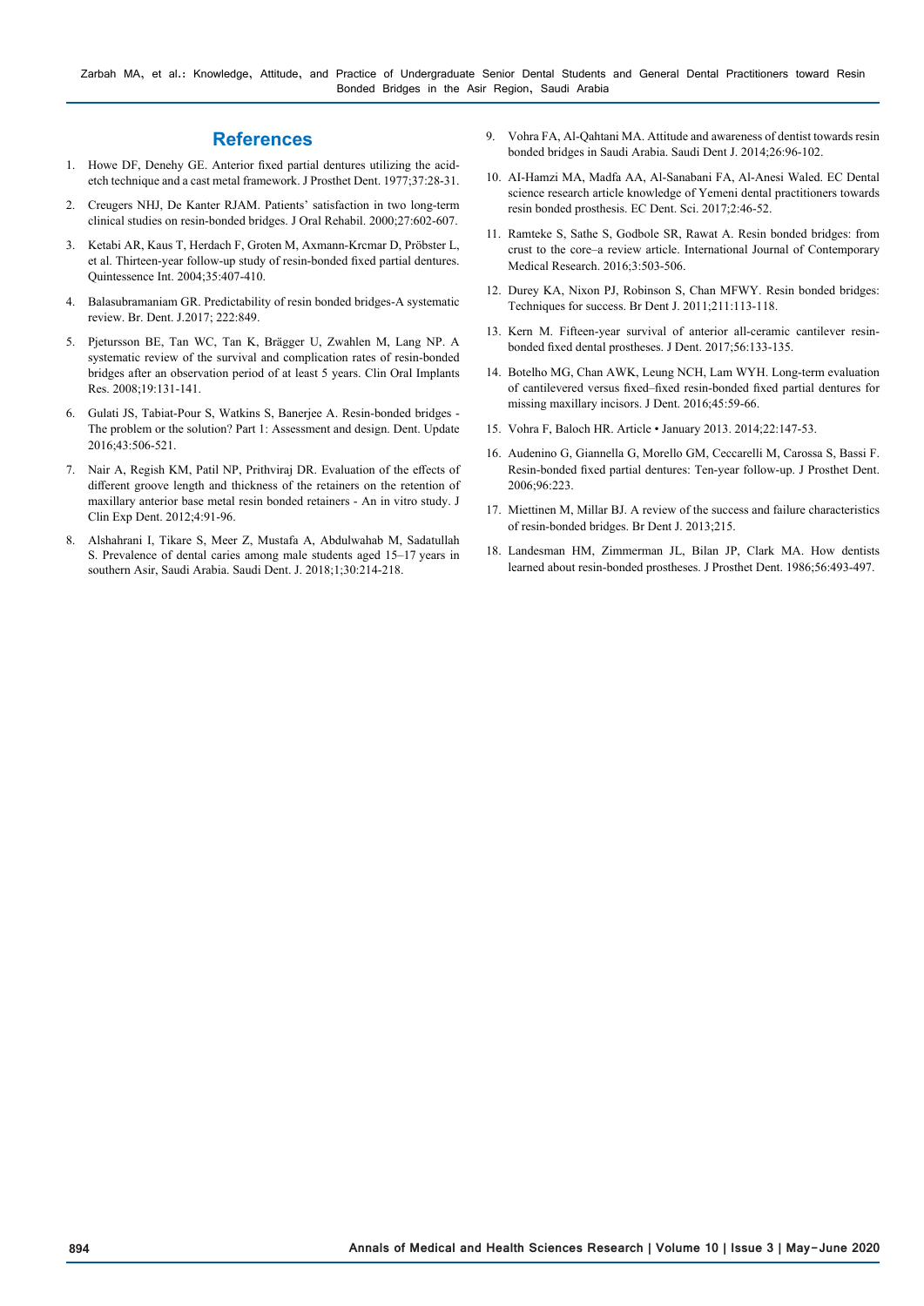## References

1. Howe DF, Denehy GE. Anterior fixed partial dentures utilizing the acid-etch technique and a cast metal framework. J Prosthet Dent. 1977;37:28-31.
2. Creugers NHJ, De Kanter RJAM. Patients' satisfaction in two long-term clinical studies on resin-bonded bridges. J Oral Rehabil. 2000;27:602-607.
3. Ketabi AR, Kaus T, Herdach F, Groten M, Axmann-Krcmar D, Pröbster L, et al. Thirteen-year follow-up study of resin-bonded fixed partial dentures. Quintessence Int. 2004;35:407-410.
4. Balasubramaniam GR. Predictability of resin bonded bridges-A systematic review. Br. Dent. J.2017; 222:849.
5. Pjetursson BE, Tan WC, Tan K, Brägger U, Zwahlen M, Lang NP. A systematic review of the survival and complication rates of resin-bonded bridges after an observation period of at least 5 years. Clin Oral Implants Res. 2008;19:131-141.
6. Gulati JS, Tabiat-Pour S, Watkins S, Banerjee A. Resin-bonded bridges - The problem or the solution? Part 1: Assessment and design. Dent. Update 2016;43:506-521.
7. Nair A, Regish KM, Patil NP, Prithviraj DR. Evaluation of the effects of different groove length and thickness of the retainers on the retention of maxillary anterior base metal resin bonded retainers - An in vitro study. J Clin Exp Dent. 2012;4:91-96.
8. Alshahrani I, Tikare S, Meer Z, Mustafa A, Abdulwahab M, Sadatullah S. Prevalence of dental caries among male students aged 15–17 years in southern Asir, Saudi Arabia. Saudi Dent. J. 2018;1;30:214-218.
9. Vohra FA, Al-Qahtani MA. Attitude and awareness of dentist towards resin bonded bridges in Saudi Arabia. Saudi Dent J. 2014;26:96-102.
10. Al-Hamzi MA, Madfa AA, Al-Sanabani FA, Al-Anesi Waled. EC Dental science research article knowledge of Yemeni dental practitioners towards resin bonded prosthesis. EC Dent. Sci. 2017;2:46-52.
11. Ramteke S, Sathe S, Godbole SR, Rawat A. Resin bonded bridges: from crust to the core–a review article. International Journal of Contemporary Medical Research. 2016;3:503-506.
12. Durey KA, Nixon PJ, Robinson S, Chan MFWY. Resin bonded bridges: Techniques for success. Br Dent J. 2011;211:113-118.
13. Kern M. Fifteen-year survival of anterior all-ceramic cantilever resin-bonded fixed dental prostheses. J Dent. 2017;56:133-135.
14. Botelho MG, Chan AWK, Leung NCH, Lam WYH. Long-term evaluation of cantilevered versus fixed–fixed resin-bonded fixed partial dentures for missing maxillary incisors. J Dent. 2016;45:59-66.
15. Vohra F, Baloch HR. Article • January 2013. 2014;22:147-53.
16. Audenino G, Giannella G, Morello GM, Ceccarelli M, Carossa S, Bassi F. Resin-bonded fixed partial dentures: Ten-year follow-up. J Prosthet Dent. 2006;96:223.
17. Miettinen M, Millar BJ. A review of the success and failure characteristics of resin-bonded bridges. Br Dent J. 2013;215.
18. Landesman HM, Zimmerman JL, Bilan JP, Clark MA. How dentists learned about resin-bonded prostheses. J Prosthet Dent. 1986;56:493-497.